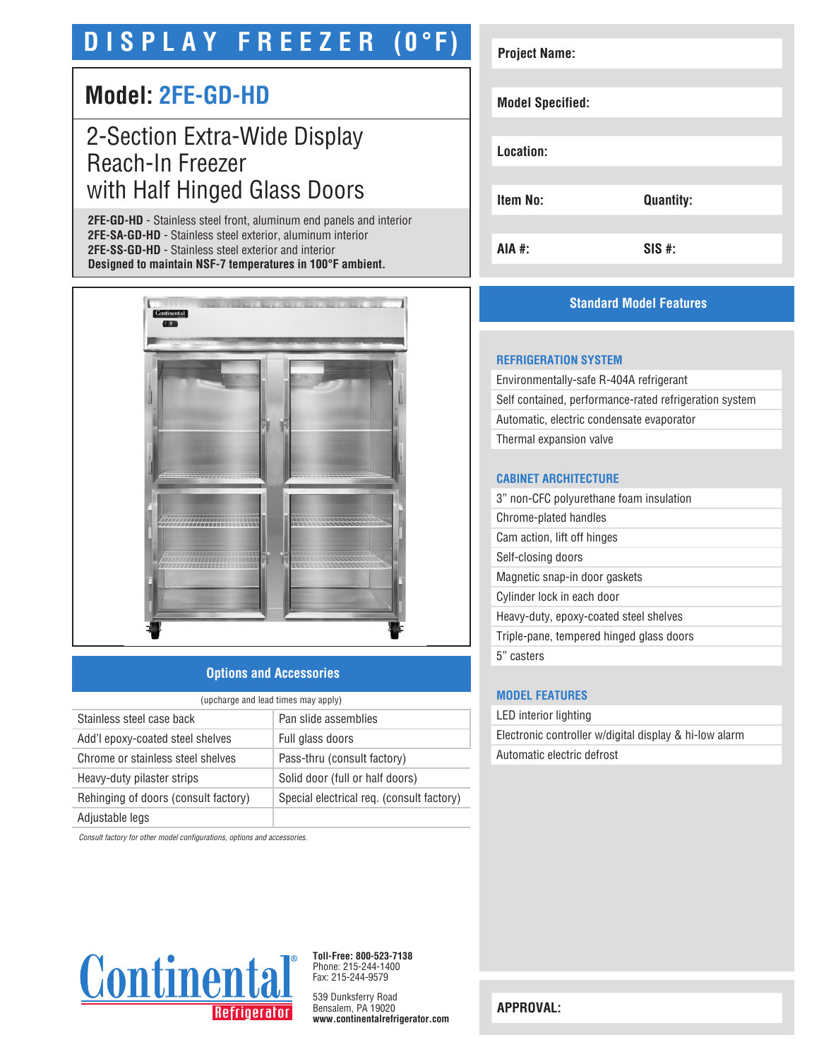# DISPLAY FREEZER (0°F)

## Model: 2FE-GD-HD

2-Section Extra-Wide Display Reach-In Freezer with Half Hinged Glass Doors

**2FE-GD-HD** - Stainless steel front, aluminum end panels and interior
**2FE-SA-GD-HD** - Stainless steel exterior, aluminum interior
**2FE-SS-GD-HD** - Stainless steel exterior and interior
**Designed to maintain NSF-7 temperatures in 100°F ambient.**

| | |
|---|---|
| **Project Name:** | |
| **Model Specified:** | |
| **Location:** | |
| **Item No:** | **Quantity:** |
| **AIA #:** | **SIS #:** |

## Standard Model Features

### REFRIGERATION SYSTEM

- Environmentally-safe R-404A refrigerant
- Self contained, performance-rated refrigeration system
- Automatic, electric condensate evaporator
- Thermal expansion valve

### CABINET ARCHITECTURE

- 3" non-CFC polyurethane foam insulation
- Chrome-plated handles
- Cam action, lift off hinges
- Self-closing doors
- Magnetic snap-in door gaskets
- Cylinder lock in each door
- Heavy-duty, epoxy-coated steel shelves
- Triple-pane, tempered hinged glass doors
- 5" casters

### MODEL FEATURES

- LED interior lighting
- Electronic controller w/digital display & hi-low alarm
- Automatic electric defrost

## Options and Accessories

(upcharge and lead times may apply)

| | |
|---|---|
| Stainless steel case back | Pan slide assemblies |
| Add'l epoxy-coated steel shelves | Full glass doors |
| Chrome or stainless steel shelves | Pass-thru (consult factory) |
| Heavy-duty pilaster strips | Solid door (full or half doors) |
| Rehinging of doors (consult factory) | Special electrical req. (consult factory) |
| Adjustable legs | |

*Consult factory for other model configurations, options and accessories.*

Continental Refrigerator

**Toll-Free: 800-523-7138**
Phone: 215-244-1400
Fax: 215-244-9579

539 Dunksferry Road
Bensalem, PA 19020
**www.continentalrefrigerator.com**

**APPROVAL:**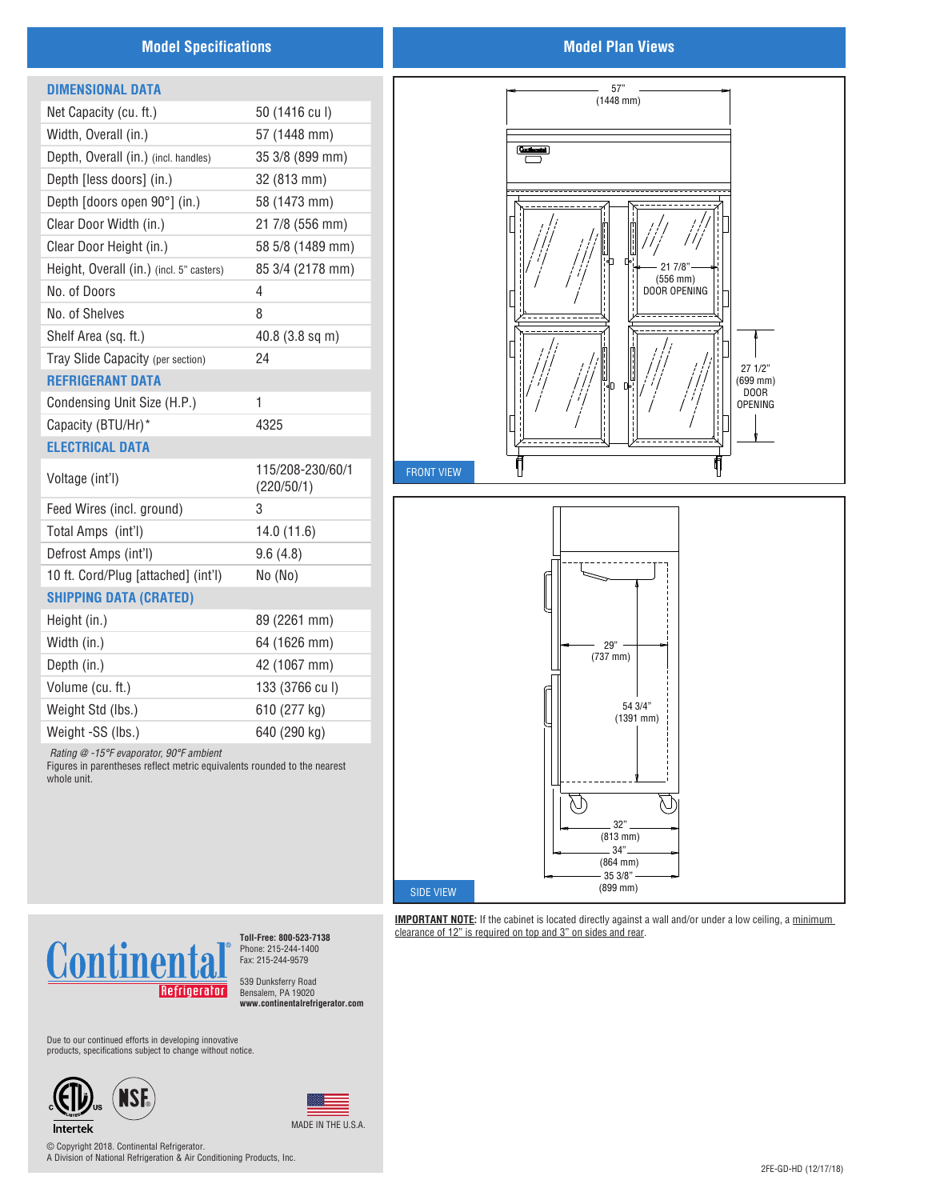## Model Specifications

| | |
|---|---|
| **DIMENSIONAL DATA** | |
| Net Capacity (cu. ft.) | 50 (1416 cu l) |
| Width, Overall (in.) | 57 (1448 mm) |
| Depth, Overall (in.) (incl. handles) | 35 3/8 (899 mm) |
| Depth [less doors] (in.) | 32 (813 mm) |
| Depth [doors open 90°] (in.) | 58 (1473 mm) |
| Clear Door Width (in.) | 21 7/8 (556 mm) |
| Clear Door Height (in.) | 58 5/8 (1489 mm) |
| Height, Overall (in.) (incl. 5" casters) | 85 3/4 (2178 mm) |
| No. of Doors | 4 |
| No. of Shelves | 8 |
| Shelf Area (sq. ft.) | 40.8 (3.8 sq m) |
| Tray Slide Capacity (per section) | 24 |
| **REFRIGERANT DATA** | |
| Condensing Unit Size (H.P.) | 1 |
| Capacity (BTU/Hr)* | 4325 |
| **ELECTRICAL DATA** | |
| Voltage (int'l) | 115/208-230/60/1 (220/50/1) |
| Feed Wires (incl. ground) | 3 |
| Total Amps (int'l) | 14.0 (11.6) |
| Defrost Amps (int'l) | 9.6 (4.8) |
| 10 ft. Cord/Plug [attached] (int'l) | No (No) |
| **SHIPPING DATA (CRATED)** | |
| Height (in.) | 89 (2261 mm) |
| Width (in.) | 64 (1626 mm) |
| Depth (in.) | 42 (1067 mm) |
| Volume (cu. ft.) | 133 (3766 cu l) |
| Weight Std (lbs.) | 610 (277 kg) |
| Weight -SS (lbs.) | 640 (290 kg) |

*Rating @ -15°F evaporator, 90°F ambient*

Figures in parentheses reflect metric equivalents rounded to the nearest whole unit.

## Model Plan Views

FRONT VIEW

57"
(1448 mm)

21 7/8"
(556 mm)
DOOR OPENING

27 1/2"
(699 mm)
DOOR
OPENING

SIDE VIEW

29"
(737 mm)

54 3/4"
(1391 mm)

32"
(813 mm)

34"
(864 mm)

35 3/8"
(899 mm)

**IMPORTANT NOTE:** If the cabinet is located directly against a wall and/or under a low ceiling, a minimum clearance of 12" is required on top and 3" on sides and rear.

Continental® Refrigerator

**Toll-Free: 800-523-7138**
Phone: 215-244-1400
Fax: 215-244-9579

539 Dunksferry Road
Bensalem, PA 19020
**www.continentalrefrigerator.com**

Due to our continued efforts in developing innovative products, specifications subject to change without notice.

Intertek

MADE IN THE U.S.A.

© Copyright 2018. Continental Refrigerator.
A Division of National Refrigeration & Air Conditioning Products, Inc.

2FE-GD-HD (12/17/18)